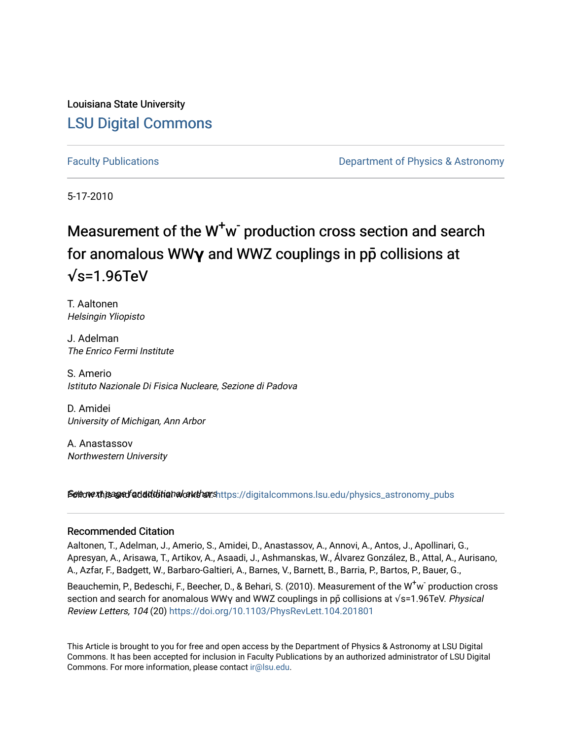Louisiana State University

LSU Digital Commons

Faculty Publications

Department of Physics & Astronomy

5-17-2010

# Measurement of the $W^+w^-$ production cross section and search for anomalous WWγ and WWZ couplings in pp̄ collisions at √s=1.96TeV

T. Aaltonen
*Helsingin Yliopisto*

J. Adelman
*The Enrico Fermi Institute*

S. Amerio
*Istituto Nazionale Di Fisica Nucleare, Sezione di Padova*

D. Amidei
*University of Michigan, Ann Arbor*

A. Anastassov
*Northwestern University*

See next page for additional authors

Follow this and additional works at: https://digitalcommons.lsu.edu/physics_astronomy_pubs

## Recommended Citation

Aaltonen, T., Adelman, J., Amerio, S., Amidei, D., Anastassov, A., Annovi, A., Antos, J., Apollinari, G., Apresyan, A., Arisawa, T., Artikov, A., Asaadi, J., Ashmanskas, W., Álvarez González, B., Attal, A., Aurisano, A., Azfar, F., Badgett, W., Barbaro-Galtieri, A., Barnes, V., Barnett, B., Barria, P., Bartos, P., Bauer, G., Beauchemin, P., Bedeschi, F., Beecher, D., & Behari, S. (2010). Measurement of the $W^+w^-$ production cross section and search for anomalous WWγ and WWZ couplings in pp̄ collisions at √s=1.96TeV. *Physical Review Letters, 104* (20) https://doi.org/10.1103/PhysRevLett.104.201801

This Article is brought to you for free and open access by the Department of Physics & Astronomy at LSU Digital Commons. It has been accepted for inclusion in Faculty Publications by an authorized administrator of LSU Digital Commons. For more information, please contact ir@lsu.edu.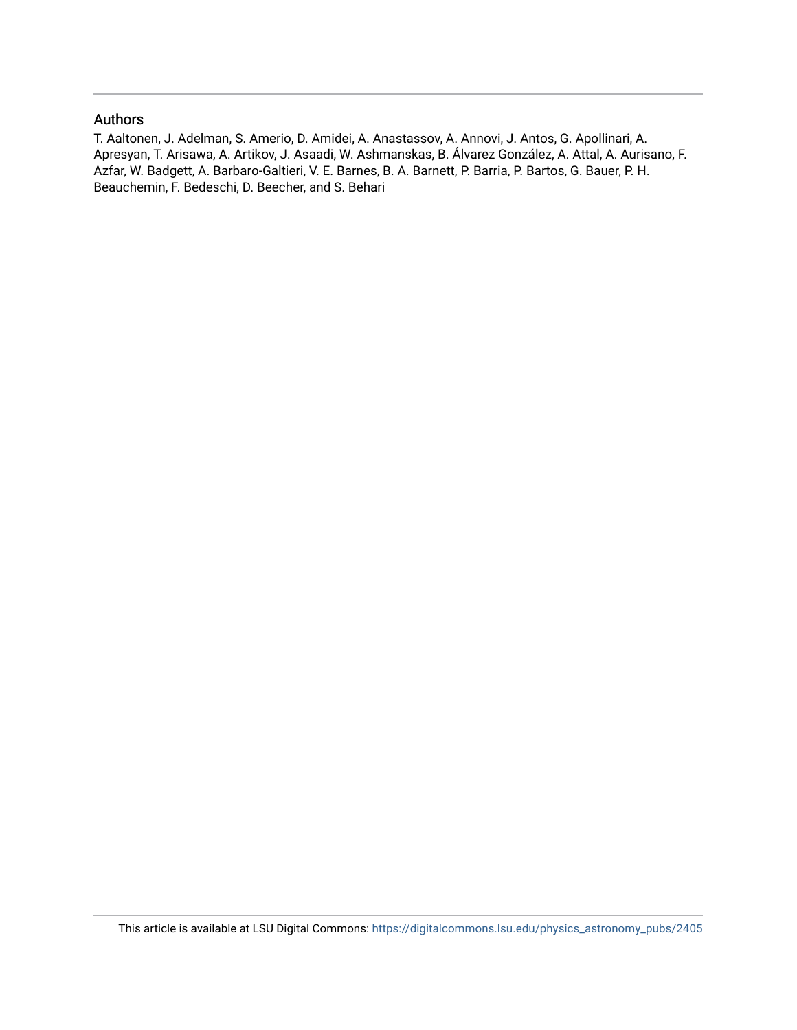## Authors

T. Aaltonen, J. Adelman, S. Amerio, D. Amidei, A. Anastassov, A. Annovi, J. Antos, G. Apollinari, A. Apresyan, T. Arisawa, A. Artikov, J. Asaadi, W. Ashmanskas, B. Álvarez González, A. Attal, A. Aurisano, F. Azfar, W. Badgett, A. Barbaro-Galtieri, V. E. Barnes, B. A. Barnett, P. Barria, P. Bartos, G. Bauer, P. H. Beauchemin, F. Bedeschi, D. Beecher, and S. Behari

This article is available at LSU Digital Commons: https://digitalcommons.lsu.edu/physics_astronomy_pubs/2405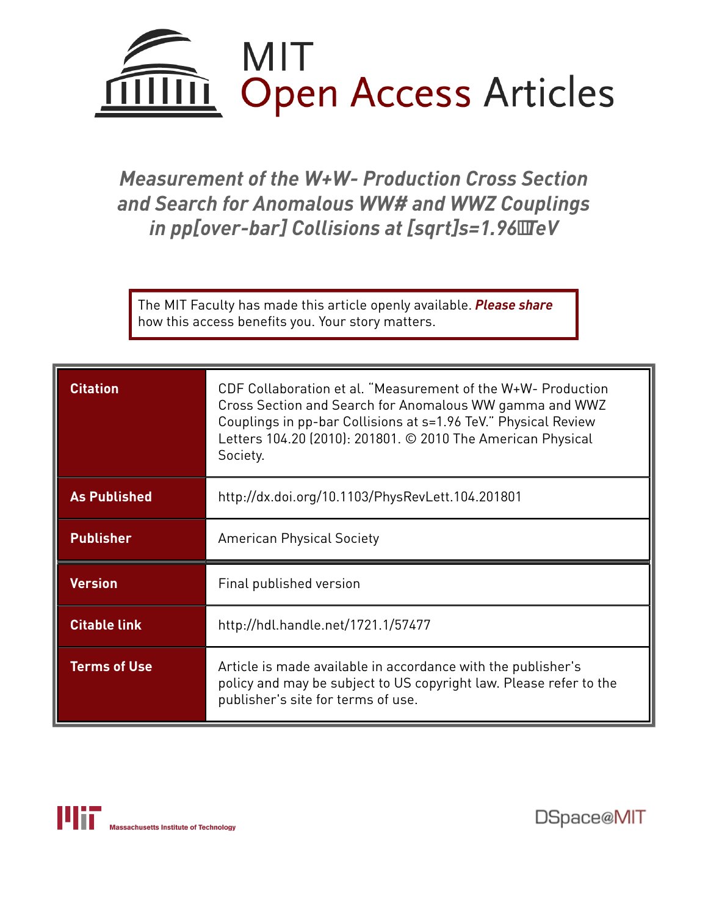# Measurement of the W+W- Production Cross Section and Search for Anomalous WW# and WWZ Couplings in pp[over-bar] Collisions at [sqrt]s=1.96 TeV

The MIT Faculty has made this article openly available. ***Please share*** how this access benefits you. Your story matters.

| | |
|---|---|
| **Citation** | CDF Collaboration et al. "Measurement of the W+W- Production Cross Section and Search for Anomalous WW gamma and WWZ Couplings in pp-bar Collisions at s=1.96 TeV." Physical Review Letters 104.20 (2010): 201801. © 2010 The American Physical Society. |
| **As Published** | http://dx.doi.org/10.1103/PhysRevLett.104.201801 |
| **Publisher** | American Physical Society |
| **Version** | Final published version |
| **Citable link** | http://hdl.handle.net/1721.1/57477 |
| **Terms of Use** | Article is made available in accordance with the publisher's policy and may be subject to US copyright law. Please refer to the publisher's site for terms of use. |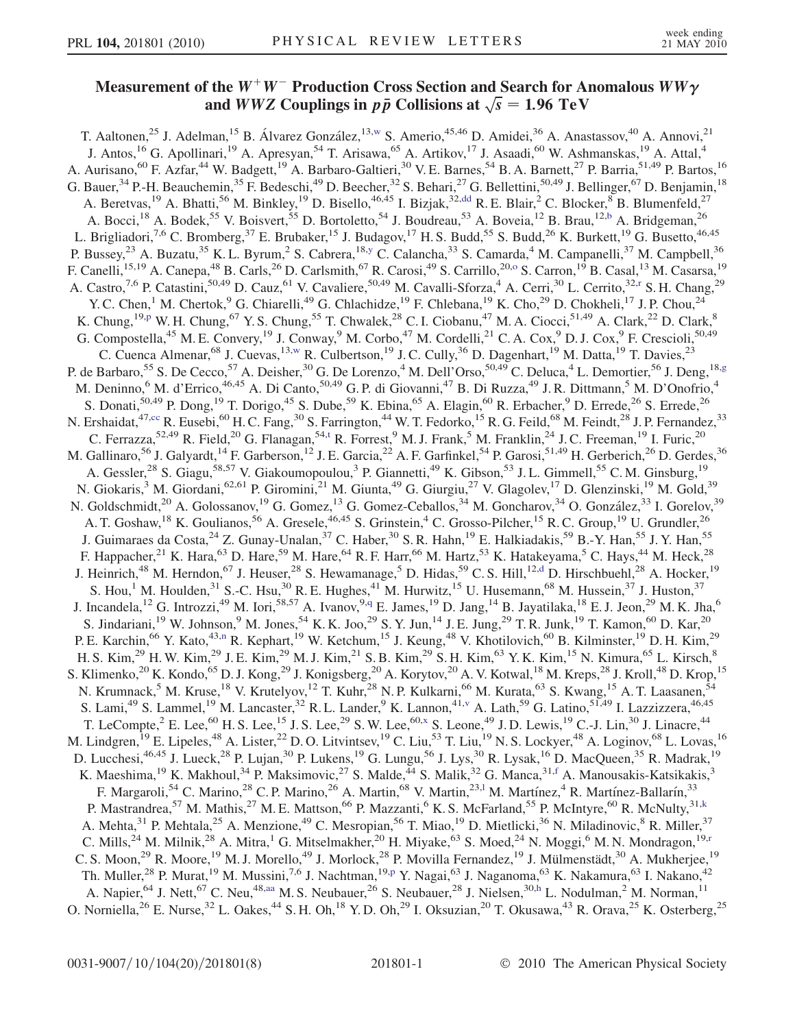# Measurement of the $W^+W^-$ Production Cross Section and Search for Anomalous $WW\gamma$ and $WWZ$ Couplings in $p\bar{p}$ Collisions at $\sqrt{s} = 1.96$ TeV

T. Aaltonen,[25] J. Adelman,[15] B. Álvarez González,[13,w] S. Amerio,[45,46] D. Amidei,[36] A. Anastassov,[40] A. Annovi,[21] J. Antos,[16] G. Apollinari,[19] A. Apresyan,[54] T. Arisawa,[65] A. Artikov,[17] J. Asaadi,[60] W. Ashmanskas,[19] A. Attal,[4] A. Aurisano,[60] F. Azfar,[44] W. Badgett,[19] A. Barbaro-Galtieri,[30] V. E. Barnes,[54] B. A. Barnett,[27] P. Barria,[51,49] P. Bartos,[16] G. Bauer,[34] P.-H. Beauchemin,[35] F. Bedeschi,[49] D. Beecher,[32] S. Behari,[27] G. Bellettini,[50,49] J. Bellinger,[67] D. Benjamin,[18] A. Beretvas,[19] A. Bhatti,[56] M. Binkley,[19] D. Bisello,[46,45] I. Bizjak,[32,dd] R. E. Blair,[2] C. Blocker,[8] B. Blumenfeld,[27] A. Bocci,[18] A. Bodek,[55] V. Boisvert,[55] D. Bortoletto,[54] J. Boudreau,[53] A. Boveia,[12] B. Brau,[12,b] A. Bridgeman,[26] L. Brigliadori,[7,6] C. Bromberg,[37] E. Brubaker,[15] J. Budagov,[17] H. S. Budd,[55] S. Budd,[26] K. Burkett,[19] G. Busetto,[46,45] P. Bussey,[23] A. Buzatu,[35] K. L. Byrum,[2] S. Cabrera,[18,y] C. Calancha,[33] S. Camarda,[4] M. Campanelli,[37] M. Campbell,[36] F. Canelli,[15,19] A. Canepa,[48] B. Carls,[26] D. Carlsmith,[67] R. Carosi,[49] S. Carrillo,[20,o] S. Carron,[19] B. Casal,[13] M. Casarsa,[19] A. Castro,[7,6] P. Catastini,[50,49] D. Cauz,[61] V. Cavaliere,[50,49] M. Cavalli-Sforza,[4] A. Cerri,[30] L. Cerrito,[32,r] S. H. Chang,[29] Y. C. Chen,[1] M. Chertok,[9] G. Chiarelli,[49] G. Chlachidze,[19] F. Chlebana,[19] K. Cho,[29] D. Chokheli,[17] J. P. Chou,[24] K. Chung,[19,p] W. H. Chung,[67] Y. S. Chung,[55] T. Chwalek,[28] C. I. Ciobanu,[47] M. A. Ciocci,[51,49] A. Clark,[22] D. Clark,[8] G. Compostella,[45] M. E. Convery,[19] J. Conway,[9] M. Corbo,[47] M. Cordelli,[21] C. A. Cox,[9] D. J. Cox,[9] F. Crescioli,[50,49] C. Cuenca Almenar,[68] J. Cuevas,[13,w] R. Culbertson,[19] J. C. Cully,[36] D. Dagenhart,[19] M. Datta,[19] T. Davies,[23] P. de Barbaro,[55] S. De Cecco,[57] A. Deisher,[30] G. De Lorenzo,[4] M. Dell'Orso,[50,49] C. Deluca,[4] L. Demortier,[56] J. Deng,[18,g] M. Deninno,[6] M. d'Errico,[46,45] A. Di Canto,[50,49] G. P. di Giovanni,[47] B. Di Ruzza,[49] J. R. Dittmann,[5] M. D'Onofrio,[4] S. Donati,[50,49] P. Dong,[19] T. Dorigo,[45] S. Dube,[59] K. Ebina,[65] A. Elagin,[60] R. Erbacher,[9] D. Errede,[26] S. Errede,[26] N. Ershaidat,[47,cc] R. Eusebi,[60] H. C. Fang,[30] S. Farrington,[44] W. T. Fedorko,[15] R. G. Feild,[68] M. Feindt,[28] J. P. Fernandez,[33] C. Ferrazza,[52,49] R. Field,[20] G. Flanagan,[54,t] R. Forrest,[9] M. J. Frank,[5] M. Franklin,[24] J. C. Freeman,[19] I. Furic,[20] M. Gallinaro,[56] J. Galyardt,[14] F. Garberson,[12] J. E. Garcia,[22] A. F. Garfinkel,[54] P. Garosi,[51,49] H. Gerberich,[26] D. Gerdes,[36] A. Gessler,[28] S. Giagu,[58,57] V. Giakoumopoulou,[3] P. Giannetti,[49] K. Gibson,[53] J. L. Gimmell,[55] C. M. Ginsburg,[19] N. Giokaris,[3] M. Giordani,[62,61] P. Giromini,[21] M. Giunta,[49] G. Giurgiu,[27] V. Glagolev,[17] D. Glenzinski,[19] M. Gold,[39] N. Goldschmidt,[20] A. Golossanov,[19] G. Gomez,[13] G. Gomez-Ceballos,[34] M. Goncharov,[34] O. González,[33] I. Gorelov,[39] A. T. Goshaw,[18] K. Goulianos,[56] A. Gresele,[46,45] S. Grinstein,[4] C. Grosso-Pilcher,[15] R. C. Group,[19] U. Grundler,[26] J. Guimaraes da Costa,[24] Z. Gunay-Unalan,[37] C. Haber,[30] S. R. Hahn,[19] E. Halkiadakis,[59] B.-Y. Han,[55] J. Y. Han,[55] F. Happacher,[21] K. Hara,[63] D. Hare,[59] M. Hare,[64] R. F. Harr,[66] M. Hartz,[53] K. Hatakeyama,[5] C. Hays,[44] M. Heck,[28] J. Heinrich,[48] M. Herndon,[67] J. Heuser,[28] S. Hewamanage,[5] D. Hidas,[59] C. S. Hill,[12,d] D. Hirschbuehl,[28] A. Hocker,[19] S. Hou,[1] M. Houlden,[31] S.-C. Hsu,[30] R. E. Hughes,[41] M. Hurwitz,[15] U. Husemann,[68] M. Hussein,[37] J. Huston,[37] J. Incandela,[12] G. Introzzi,[49] M. Iori,[58,57] A. Ivanov,[9,q] E. James,[19] D. Jang,[14] B. Jayatilaka,[18] E. J. Jeon,[29] M. K. Jha,[6] S. Jindariani,[19] W. Johnson,[9] M. Jones,[54] K. K. Joo,[29] S. Y. Jun,[14] J. E. Jung,[29] T. R. Junk,[19] T. Kamon,[60] D. Kar,[20] P. E. Karchin,[66] Y. Kato,[43,n] R. Kephart,[19] W. Ketchum,[15] J. Keung,[48] V. Khotilovich,[60] B. Kilminster,[19] D. H. Kim,[29] H. S. Kim,[29] H. W. Kim,[29] J. E. Kim,[29] M. J. Kim,[21] S. B. Kim,[29] S. H. Kim,[63] Y. K. Kim,[15] N. Kimura,[65] L. Kirsch,[8] S. Klimenko,[20] K. Kondo,[65] D. J. Kong,[29] J. Konigsberg,[20] A. Korytov,[20] A. V. Kotwal,[18] M. Kreps,[28] J. Kroll,[48] D. Krop,[15] N. Krumnack,[5] M. Kruse,[18] V. Krutelyov,[12] T. Kuhr,[28] N. P. Kulkarni,[66] M. Kurata,[63] S. Kwang,[15] A. T. Laasanen,[54] S. Lami,[49] S. Lammel,[19] M. Lancaster,[32] R. L. Lander,[9] K. Lannon,[41,v] A. Lath,[59] G. Latino,[51,49] I. Lazzizzera,[46,45] T. LeCompte,[2] E. Lee,[60] H. S. Lee,[15] J. S. Lee,[29] S. W. Lee,[60,x] S. Leone,[49] J. D. Lewis,[19] C.-J. Lin,[30] J. Linacre,[44] M. Lindgren,[19] E. Lipeles,[48] A. Lister,[22] D. O. Litvintsev,[19] C. Liu,[53] T. Liu,[19] N. S. Lockyer,[48] A. Loginov,[68] L. Lovas,[16] D. Lucchesi,[46,45] J. Lueck,[28] P. Lujan,[30] P. Lukens,[19] G. Lungu,[56] J. Lys,[30] R. Lysak,[16] D. MacQueen,[35] R. Madrak,[19] K. Maeshima,[19] K. Makhoul,[34] P. Maksimovic,[27] S. Malde,[44] S. Malik,[32] G. Manca,[31,f] A. Manousakis-Katsikakis,[3] F. Margaroli,[54] C. Marino,[28] C. P. Marino,[26] A. Martin,[68] V. Martin,[23,l] M. Martínez,[4] R. Martínez-Ballarín,[33] P. Mastrandrea,[57] M. Mathis,[27] M. E. Mattson,[66] P. Mazzanti,[6] K. S. McFarland,[55] P. McIntyre,[60] R. McNulty,[31,k] A. Mehta,[31] P. Mehtala,[25] A. Menzione,[49] C. Mesropian,[56] T. Miao,[19] D. Mietlicki,[36] N. Miladinovic,[8] R. Miller,[37] C. Mills,[24] M. Milnik,[28] A. Mitra,[1] G. Mitselmakher,[20] H. Miyake,[63] S. Moed,[24] N. Moggi,[6] M. N. Mondragon,[19,r] C. S. Moon,[29] R. Moore,[19] M. J. Morello,[49] J. Morlock,[28] P. Movilla Fernandez,[19] J. Mülmenstädt,[30] A. Mukherjee,[19] Th. Muller,[28] P. Murat,[19] M. Mussini,[7,6] J. Nachtman,[19,p] Y. Nagai,[63] J. Naganoma,[63] K. Nakamura,[63] I. Nakano,[42] A. Napier,[64] J. Nett,[67] C. Neu,[48,aa] M. S. Neubauer,[26] S. Neubauer,[28] J. Nielsen,[30,h] L. Nodulman,[2] M. Norman,[11] O. Norniella,[26] E. Nurse,[32] L. Oakes,[44] S. H. Oh,[18] Y. D. Oh,[29] I. Oksuzian,[20] T. Okusawa,[43] R. Orava,[25] K. Osterberg,[25]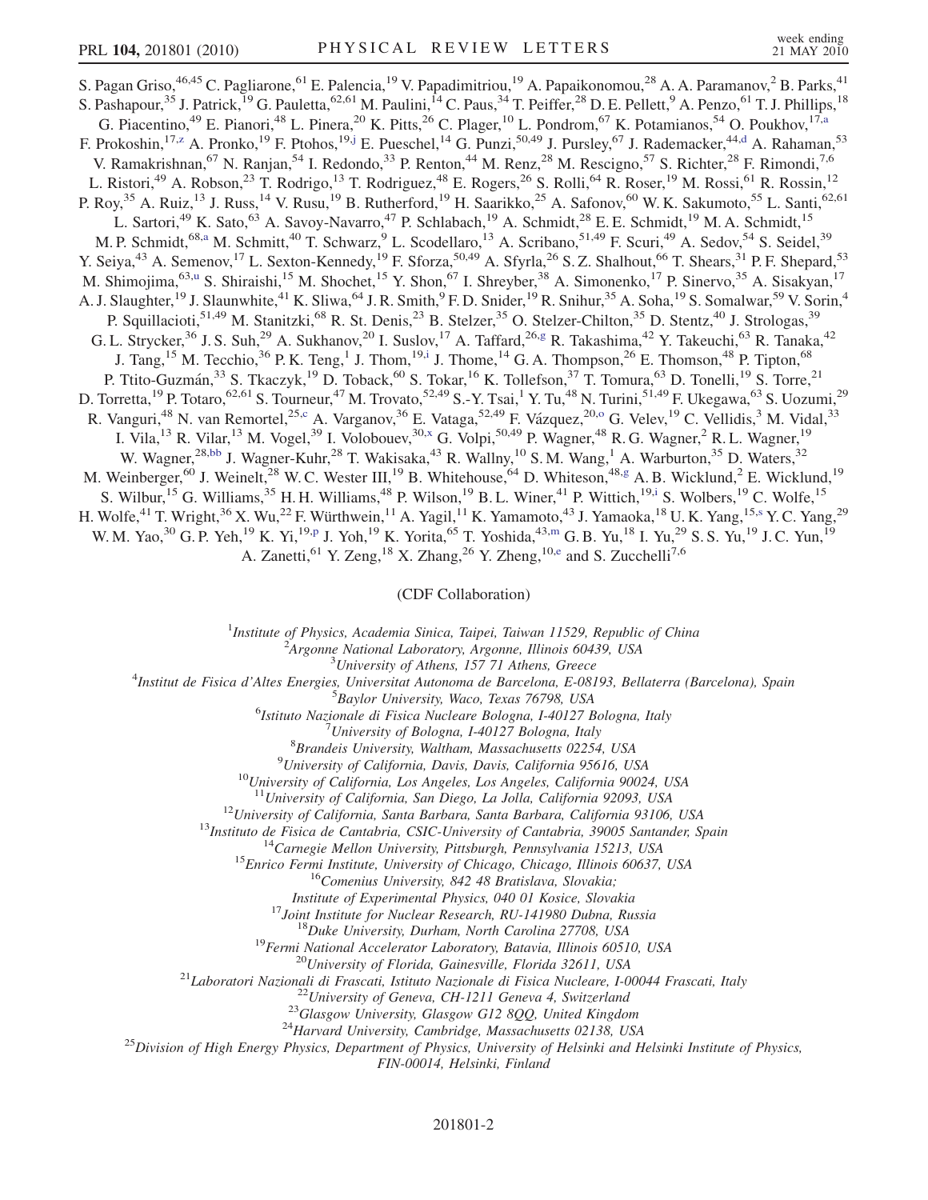S. Pagan Griso,[46,45] C. Pagliarone,[61] E. Palencia,[19] V. Papadimitriou,[19] A. Papaikonomou,[28] A. A. Paramanov,[2] B. Parks,[41] S. Pashapour,[35] J. Patrick,[19] G. Pauletta,[62,61] M. Paulini,[14] C. Paus,[34] T. Peiffer,[28] D. E. Pellett,[9] A. Penzo,[61] T. J. Phillips,[18] G. Piacentino,[49] E. Pianori,[48] L. Pinera,[20] K. Pitts,[26] C. Plager,[10] L. Pondrom,[67] K. Potamianos,[54] O. Poukhov,[17,a] F. Prokoshin,[17,z] A. Pronko,[19] F. Ptohos,[19,j] E. Pueschel,[14] G. Punzi,[50,49] J. Pursley,[67] J. Rademacker,[44,d] A. Rahaman,[53] V. Ramakrishnan,[67] N. Ranjan,[54] I. Redondo,[33] P. Renton,[44] M. Renz,[28] M. Rescigno,[57] S. Richter,[28] F. Rimondi,[7,6] L. Ristori,[49] A. Robson,[23] T. Rodrigo,[13] T. Rodriguez,[48] E. Rogers,[26] S. Rolli,[64] R. Roser,[19] M. Rossi,[61] R. Rossin,[12] P. Roy,[35] A. Ruiz,[13] J. Russ,[14] V. Rusu,[19] B. Rutherford,[19] H. Saarikko,[25] A. Safonov,[60] W. K. Sakumoto,[55] L. Santi,[62,61] L. Sartori,[49] K. Sato,[63] A. Savoy-Navarro,[47] P. Schlabach,[19] A. Schmidt,[28] E. E. Schmidt,[19] M. A. Schmidt,[15] M. P. Schmidt,[68,a] M. Schmitt,[40] T. Schwarz,[9] L. Scodellaro,[13] A. Scribano,[51,49] F. Scuri,[49] A. Sedov,[54] S. Seidel,[39] Y. Seiya,[43] A. Semenov,[17] L. Sexton-Kennedy,[19] F. Sforza,[50,49] A. Sfyrla,[26] S. Z. Shalhout,[66] T. Shears,[31] P. F. Shepard,[53] M. Shimojima,[63,u] S. Shiraishi,[15] M. Shochet,[15] Y. Shon,[67] I. Shreyber,[38] A. Simonenko,[17] P. Sinervo,[35] A. Sisakyan,[17] A. J. Slaughter,[19] J. Slaunwhite,[41] K. Sliwa,[64] J. R. Smith,[9] F. D. Snider,[19] R. Snihur,[35] A. Soha,[19] S. Somalwar,[59] V. Sorin,[4] P. Squillacioti,[51,49] M. Stanitzki,[68] R. St. Denis,[23] B. Stelzer,[35] O. Stelzer-Chilton,[35] D. Stentz,[40] J. Strologas,[39] G. L. Strycker,[36] J. S. Suh,[29] A. Sukhanov,[20] I. Suslov,[17] A. Taffard,[26,g] R. Takashima,[42] Y. Takeuchi,[63] R. Tanaka,[42] J. Tang,[15] M. Tecchio,[36] P. K. Teng,[1] J. Thom,[19,i] J. Thome,[14] G. A. Thompson,[26] E. Thomson,[48] P. Tipton,[68] P. Ttito-Guzmán,[33] S. Tkaczyk,[19] D. Toback,[60] S. Tokar,[16] K. Tollefson,[37] T. Tomura,[63] D. Tonelli,[19] S. Torre,[21] D. Torretta,[19] P. Totaro,[62,61] S. Tourneur,[47] M. Trovato,[52,49] S.-Y. Tsai,[1] Y. Tu,[48] N. Turini,[51,49] F. Ukegawa,[63] S. Uozumi,[29] R. Vanguri,[48] N. van Remortel,[25,c] A. Varganov,[36] E. Vataga,[52,49] F. Vázquez,[20,o] G. Velev,[19] C. Vellidis,[3] M. Vidal,[33] I. Vila,[13] R. Vilar,[13] M. Vogel,[39] I. Volobouev,[30,x] G. Volpi,[50,49] P. Wagner,[48] R. G. Wagner,[2] R. L. Wagner,[19] W. Wagner,[28,bb] J. Wagner-Kuhr,[28] T. Wakisaka,[43] R. Wallny,[10] S. M. Wang,[1] A. Warburton,[35] D. Waters,[32] M. Weinberger,[60] J. Weinelt,[28] W. C. Wester III,[19] B. Whitehouse,[64] D. Whiteson,[48,g] A. B. Wicklund,[2] E. Wicklund,[19] S. Wilbur,[15] G. Williams,[35] H. H. Williams,[48] P. Wilson,[19] B. L. Winer,[41] P. Wittich,[19,i] S. Wolbers,[19] C. Wolfe,[15] H. Wolfe,[41] T. Wright,[36] X. Wu,[22] F. Würthwein,[11] A. Yagil,[11] K. Yamamoto,[43] J. Yamaoka,[18] U. K. Yang,[15,s] Y. C. Yang,[29] W. M. Yao,[30] G. P. Yeh,[19] K. Yi,[19,p] J. Yoh,[19] K. Yorita,[65] T. Yoshida,[43,m] G. B. Yu,[18] I. Yu,[29] S. S. Yu,[19] J. C. Yun,[19] A. Zanetti,[61] Y. Zeng,[18] X. Zhang,[26] Y. Zheng,[10,e] and S. Zucchelli[7,6]

(CDF Collaboration)

[1]*Institute of Physics, Academia Sinica, Taipei, Taiwan 11529, Republic of China*
[2]*Argonne National Laboratory, Argonne, Illinois 60439, USA*
[3]*University of Athens, 157 71 Athens, Greece*
[4]*Institut de Fisica d'Altes Energies, Universitat Autonoma de Barcelona, E-08193, Bellaterra (Barcelona), Spain*
[5]*Baylor University, Waco, Texas 76798, USA*
[6]*Istituto Nazionale di Fisica Nucleare Bologna, I-40127 Bologna, Italy*
[7]*University of Bologna, I-40127 Bologna, Italy*
[8]*Brandeis University, Waltham, Massachusetts 02254, USA*
[9]*University of California, Davis, Davis, California 95616, USA*
[10]*University of California, Los Angeles, Los Angeles, California 90024, USA*
[11]*University of California, San Diego, La Jolla, California 92093, USA*
[12]*University of California, Santa Barbara, Santa Barbara, California 93106, USA*
[13]*Instituto de Fisica de Cantabria, CSIC-University of Cantabria, 39005 Santander, Spain*
[14]*Carnegie Mellon University, Pittsburgh, Pennsylvania 15213, USA*
[15]*Enrico Fermi Institute, University of Chicago, Chicago, Illinois 60637, USA*
[16]*Comenius University, 842 48 Bratislava, Slovakia; Institute of Experimental Physics, 040 01 Kosice, Slovakia*
[17]*Joint Institute for Nuclear Research, RU-141980 Dubna, Russia*
[18]*Duke University, Durham, North Carolina 27708, USA*
[19]*Fermi National Accelerator Laboratory, Batavia, Illinois 60510, USA*
[20]*University of Florida, Gainesville, Florida 32611, USA*
[21]*Laboratori Nazionali di Frascati, Istituto Nazionale di Fisica Nucleare, I-00044 Frascati, Italy*
[22]*University of Geneva, CH-1211 Geneva 4, Switzerland*
[23]*Glasgow University, Glasgow G12 8QQ, United Kingdom*
[24]*Harvard University, Cambridge, Massachusetts 02138, USA*
[25]*Division of High Energy Physics, Department of Physics, University of Helsinki and Helsinki Institute of Physics, FIN-00014, Helsinki, Finland*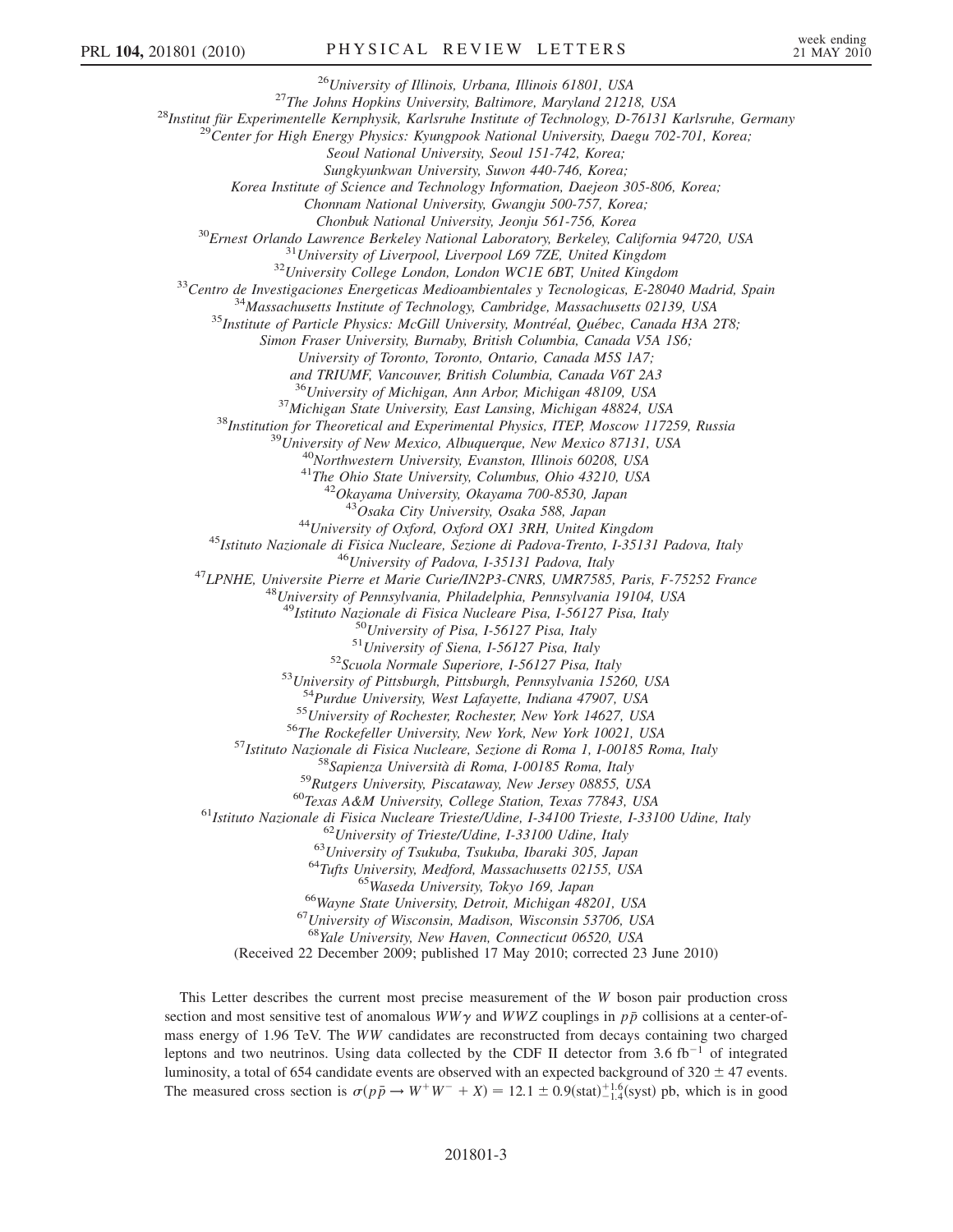[26]University of Illinois, Urbana, Illinois 61801, USA
[27]The Johns Hopkins University, Baltimore, Maryland 21218, USA
[28]Institut für Experimentelle Kernphysik, Karlsruhe Institute of Technology, D-76131 Karlsruhe, Germany
[29]Center for High Energy Physics: Kyungpook National University, Daegu 702-701, Korea;
Seoul National University, Seoul 151-742, Korea;
Sungkyunkwan University, Suwon 440-746, Korea;
Korea Institute of Science and Technology Information, Daejeon 305-806, Korea;
Chonnam National University, Gwangju 500-757, Korea;
Chonbuk National University, Jeonju 561-756, Korea
[30]Ernest Orlando Lawrence Berkeley National Laboratory, Berkeley, California 94720, USA
[31]University of Liverpool, Liverpool L69 7ZE, United Kingdom
[32]University College London, London WC1E 6BT, United Kingdom
[33]Centro de Investigaciones Energeticas Medioambientales y Tecnologicas, E-28040 Madrid, Spain
[34]Massachusetts Institute of Technology, Cambridge, Massachusetts 02139, USA
[35]Institute of Particle Physics: McGill University, Montréal, Québec, Canada H3A 2T8;
Simon Fraser University, Burnaby, British Columbia, Canada V5A 1S6;
University of Toronto, Toronto, Ontario, Canada M5S 1A7;
and TRIUMF, Vancouver, British Columbia, Canada V6T 2A3
[36]University of Michigan, Ann Arbor, Michigan 48109, USA
[37]Michigan State University, East Lansing, Michigan 48824, USA
[38]Institution for Theoretical and Experimental Physics, ITEP, Moscow 117259, Russia
[39]University of New Mexico, Albuquerque, New Mexico 87131, USA
[40]Northwestern University, Evanston, Illinois 60208, USA
[41]The Ohio State University, Columbus, Ohio 43210, USA
[42]Okayama University, Okayama 700-8530, Japan
[43]Osaka City University, Osaka 588, Japan
[44]University of Oxford, Oxford OX1 3RH, United Kingdom
[45]Istituto Nazionale di Fisica Nucleare, Sezione di Padova-Trento, I-35131 Padova, Italy
[46]University of Padova, I-35131 Padova, Italy
[47]LPNHE, Universite Pierre et Marie Curie/IN2P3-CNRS, UMR7585, Paris, F-75252 France
[48]University of Pennsylvania, Philadelphia, Pennsylvania 19104, USA
[49]Istituto Nazionale di Fisica Nucleare Pisa, I-56127 Pisa, Italy
[50]University of Pisa, I-56127 Pisa, Italy
[51]University of Siena, I-56127 Pisa, Italy
[52]Scuola Normale Superiore, I-56127 Pisa, Italy
[53]University of Pittsburgh, Pittsburgh, Pennsylvania 15260, USA
[54]Purdue University, West Lafayette, Indiana 47907, USA
[55]University of Rochester, Rochester, New York 14627, USA
[56]The Rockefeller University, New York, New York 10021, USA
[57]Istituto Nazionale di Fisica Nucleare, Sezione di Roma 1, I-00185 Roma, Italy
[58]Sapienza Università di Roma, I-00185 Roma, Italy
[59]Rutgers University, Piscataway, New Jersey 08855, USA
[60]Texas A&M University, College Station, Texas 77843, USA
[61]Istituto Nazionale di Fisica Nucleare Trieste/Udine, I-34100 Trieste, I-33100 Udine, Italy
[62]University of Trieste/Udine, I-33100 Udine, Italy
[63]University of Tsukuba, Tsukuba, Ibaraki 305, Japan
[64]Tufts University, Medford, Massachusetts 02155, USA
[65]Waseda University, Tokyo 169, Japan
[66]Wayne State University, Detroit, Michigan 48201, USA
[67]University of Wisconsin, Madison, Wisconsin 53706, USA
[68]Yale University, New Haven, Connecticut 06520, USA
(Received 22 December 2009; published 17 May 2010; corrected 23 June 2010)

This Letter describes the current most precise measurement of the $W$ boson pair production cross section and most sensitive test of anomalous $WW\gamma$ and $WWZ$ couplings in $p\bar{p}$ collisions at a center-of-mass energy of 1.96 TeV. The $WW$ candidates are reconstructed from decays containing two charged leptons and two neutrinos. Using data collected by the CDF II detector from 3.6 $\text{fb}^{-1}$ of integrated luminosity, a total of 654 candidate events are observed with an expected background of $320 \pm 47$ events. The measured cross section is $\sigma(p\bar{p} \to W^+W^- + X) = 12.1 \pm 0.9(\text{stat})^{+1.6}_{-1.4}(\text{syst})$ pb, which is in good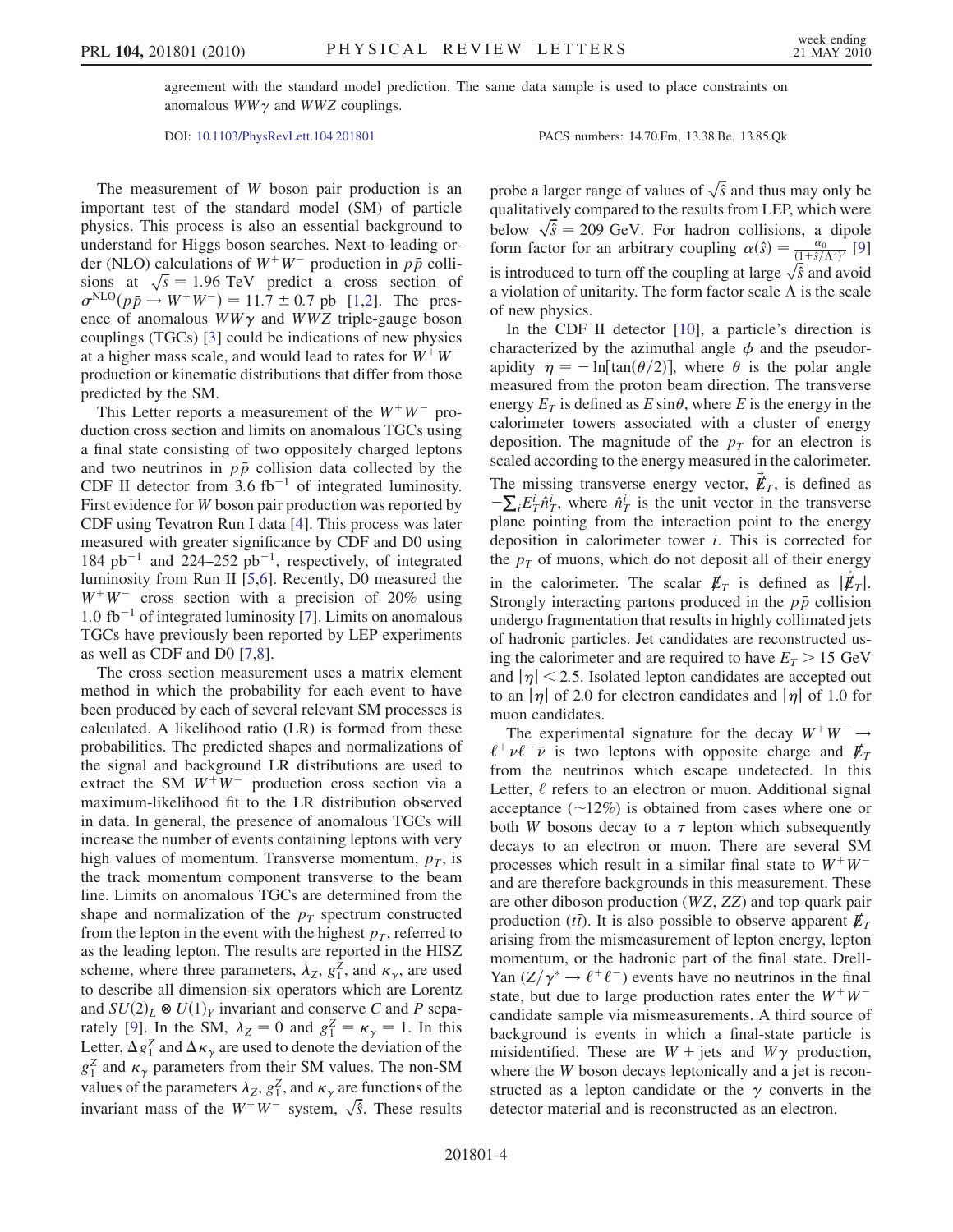agreement with the standard model prediction. The same data sample is used to place constraints on anomalous $WW\gamma$ and $WWZ$ couplings.

DOI: 10.1103/PhysRevLett.104.201801 PACS numbers: 14.70.Fm, 13.38.Be, 13.85.Qk

The measurement of $W$ boson pair production is an important test of the standard model (SM) of particle physics. This process is also an essential background to understand for Higgs boson searches. Next-to-leading order (NLO) calculations of $W^+W^-$ production in $p\bar{p}$ collisions at $\sqrt{s} = 1.96$ TeV predict a cross section of $\sigma^{\rm NLO}(p\bar{p} \to W^+W^-) = 11.7 \pm 0.7$ pb [1,2]. The presence of anomalous $WW\gamma$ and $WWZ$ triple-gauge boson couplings (TGCs) [3] could be indications of new physics at a higher mass scale, and would lead to rates for $W^+W^-$ production or kinematic distributions that differ from those predicted by the SM.

This Letter reports a measurement of the $W^+W^-$ production cross section and limits on anomalous TGCs using a final state consisting of two oppositely charged leptons and two neutrinos in $p\bar{p}$ collision data collected by the CDF II detector from 3.6 fb$^{-1}$ of integrated luminosity. First evidence for $W$ boson pair production was reported by CDF using Tevatron Run I data [4]. This process was later measured with greater significance by CDF and D0 using 184 pb$^{-1}$ and 224–252 pb$^{-1}$, respectively, of integrated luminosity from Run II [5,6]. Recently, D0 measured the $W^+W^-$ cross section with a precision of 20% using 1.0 fb$^{-1}$ of integrated luminosity [7]. Limits on anomalous TGCs have previously been reported by LEP experiments as well as CDF and D0 [7,8].

The cross section measurement uses a matrix element method in which the probability for each event to have been produced by each of several relevant SM processes is calculated. A likelihood ratio (LR) is formed from these probabilities. The predicted shapes and normalizations of the signal and background LR distributions are used to extract the SM $W^+W^-$ production cross section via a maximum-likelihood fit to the LR distribution observed in data. In general, the presence of anomalous TGCs will increase the number of events containing leptons with very high values of momentum. Transverse momentum, $p_T$, is the track momentum component transverse to the beam line. Limits on anomalous TGCs are determined from the shape and normalization of the $p_T$ spectrum constructed from the lepton in the event with the highest $p_T$, referred to as the leading lepton. The results are reported in the HISZ scheme, where three parameters, $\lambda_Z$, $g_1^Z$, and $\kappa_\gamma$, are used to describe all dimension-six operators which are Lorentz and $SU(2)_L \otimes U(1)_Y$ invariant and conserve $C$ and $P$ separately [9]. In the SM, $\lambda_Z = 0$ and $g_1^Z = \kappa_\gamma = 1$. In this Letter, $\Delta g_1^Z$ and $\Delta\kappa_\gamma$ are used to denote the deviation of the $g_1^Z$ and $\kappa_\gamma$ parameters from their SM values. The non-SM values of the parameters $\lambda_Z$, $g_1^Z$, and $\kappa_\gamma$ are functions of the invariant mass of the $W^+W^-$ system, $\sqrt{\hat{s}}$. These results probe a larger range of values of $\sqrt{\hat{s}}$ and thus may only be qualitatively compared to the results from LEP, which were below $\sqrt{\hat{s}} = 209$ GeV. For hadron collisions, a dipole form factor for an arbitrary coupling $\alpha(\hat{s}) = \frac{\alpha_0}{(1+\hat{s}/\Lambda^2)^2}$ [9] is introduced to turn off the coupling at large $\sqrt{\hat{s}}$ and avoid a violation of unitarity. The form factor scale $\Lambda$ is the scale of new physics.

In the CDF II detector [10], a particle's direction is characterized by the azimuthal angle $\phi$ and the pseudorapidity $\eta = -\ln[\tan(\theta/2)]$, where $\theta$ is the polar angle measured from the proton beam direction. The transverse energy $E_T$ is defined as $E \sin\theta$, where $E$ is the energy in the calorimeter towers associated with a cluster of energy deposition. The magnitude of the $p_T$ for an electron is scaled according to the energy measured in the calorimeter. The missing transverse energy vector, $\vec{\not{E}}_T$, is defined as $-\sum_i E_T^i \hat{n}_T^i$, where $\hat{n}_T^i$ is the unit vector in the transverse plane pointing from the interaction point to the energy deposition in calorimeter tower $i$. This is corrected for the $p_T$ of muons, which do not deposit all of their energy in the calorimeter. The scalar $\not{E}_T$ is defined as $|\vec{\not{E}}_T|$. Strongly interacting partons produced in the $p\bar{p}$ collision undergo fragmentation that results in highly collimated jets of hadronic particles. Jet candidates are reconstructed using the calorimeter and are required to have $E_T > 15$ GeV and $|\eta| < 2.5$. Isolated lepton candidates are accepted out to an $|\eta|$ of 2.0 for electron candidates and $|\eta|$ of 1.0 for muon candidates.

The experimental signature for the decay $W^+W^- \to \ell^+\nu\ell^-\bar{\nu}$ is two leptons with opposite charge and $\not{E}_T$ from the neutrinos which escape undetected. In this Letter, $\ell$ refers to an electron or muon. Additional signal acceptance ($\sim$12%) is obtained from cases where one or both $W$ bosons decay to a $\tau$ lepton which subsequently decays to an electron or muon. There are several SM processes which result in a similar final state to $W^+W^-$ and are therefore backgrounds in this measurement. These are other diboson production ($WZ$, $ZZ$) and top-quark pair production ($t\bar{t}$). It is also possible to observe apparent $\not{E}_T$ arising from the mismeasurement of lepton energy, lepton momentum, or the hadronic part of the final state. Drell-Yan ($Z/\gamma^* \to \ell^+\ell^-$) events have no neutrinos in the final state, but due to large production rates enter the $W^+W^-$ candidate sample via mismeasurements. A third source of background is events in which a final-state particle is misidentified. These are $W$ + jets and $W\gamma$ production, where the $W$ boson decays leptonically and a jet is reconstructed as a lepton candidate or the $\gamma$ converts in the detector material and is reconstructed as an electron.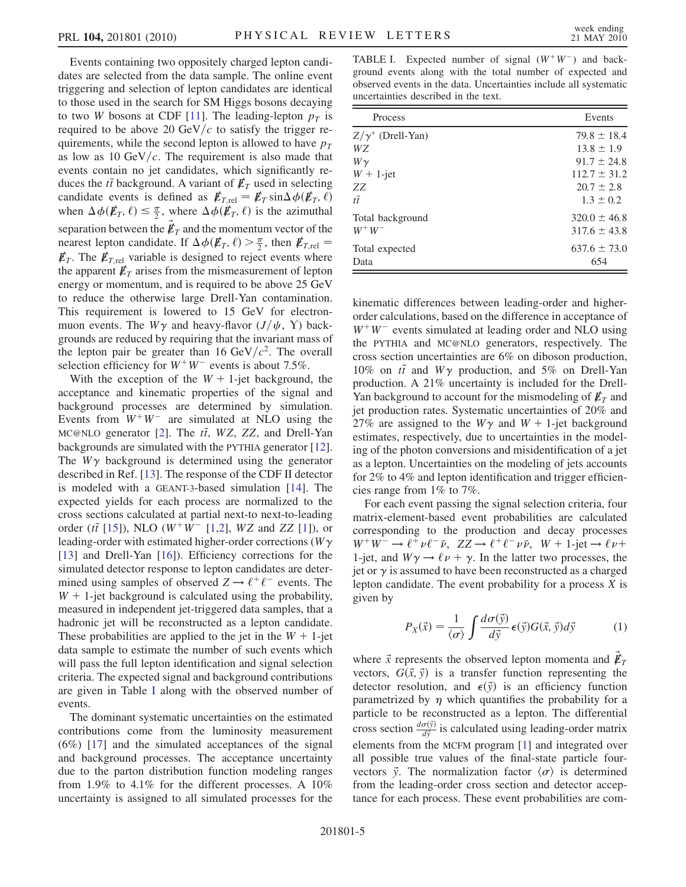Events containing two oppositely charged lepton candidates are selected from the data sample. The online event triggering and selection of lepton candidates are identical to those used in the search for SM Higgs bosons decaying to two $W$ bosons at CDF [11]. The leading-lepton $p_T$ is required to be above 20 GeV/$c$ to satisfy the trigger requirements, while the second lepton is allowed to have $p_T$ as low as 10 GeV/$c$. The requirement is also made that events contain no jet candidates, which significantly reduces the $t\bar{t}$ background. A variant of $\not{E}_T$ used in selecting candidate events is defined as $\not{E}_{T,\mathrm{rel}} = \not{E}_T \sin\Delta\phi(\not{E}_T, \ell)$ when $\Delta\phi(\not{E}_T, \ell) \leq \frac{\pi}{2}$, where $\Delta\phi(\not{E}_T, \ell)$ is the azimuthal separation between the $\vec{\not{E}}_T$ and the momentum vector of the nearest lepton candidate. If $\Delta\phi(\not{E}_T, \ell) > \frac{\pi}{2}$, then $\not{E}_{T,\mathrm{rel}} = \not{E}_T$. The $\not{E}_{T,\mathrm{rel}}$ variable is designed to reject events where the apparent $\not{E}_T$ arises from the mismeasurement of lepton energy or momentum, and is required to be above 25 GeV to reduce the otherwise large Drell-Yan contamination. This requirement is lowered to 15 GeV for electron-muon events. The $W\gamma$ and heavy-flavor ($J/\psi$, $\Upsilon$) backgrounds are reduced by requiring that the invariant mass of the lepton pair be greater than 16 GeV/$c^2$. The overall selection efficiency for $W^+W^-$ events is about 7.5%.

With the exception of the $W$ + 1-jet background, the acceptance and kinematic properties of the signal and background processes are determined by simulation. Events from $W^+W^-$ are simulated at NLO using the MC@NLO generator [2]. The $t\bar{t}$, $WZ$, $ZZ$, and Drell-Yan backgrounds are simulated with the PYTHIA generator [12]. The $W\gamma$ background is determined using the generator described in Ref. [13]. The response of the CDF II detector is modeled with a GEANT-3-based simulation [14]. The expected yields for each process are normalized to the cross sections calculated at partial next-to-next-to-leading order ($t\bar{t}$ [15]), NLO ($W^+W^-$ [1,2], $WZ$ and $ZZ$ [1]), or leading-order with estimated higher-order corrections ($W\gamma$ [13] and Drell-Yan [16]). Efficiency corrections for the simulated detector response to lepton candidates are determined using samples of observed $Z \to \ell^+\ell^-$ events. The $W$ + 1-jet background is calculated using the probability, measured in independent jet-triggered data samples, that a hadronic jet will be reconstructed as a lepton candidate. These probabilities are applied to the jet in the $W$ + 1-jet data sample to estimate the number of such events which will pass the full lepton identification and signal selection criteria. The expected signal and background contributions are given in Table I along with the observed number of events.

The dominant systematic uncertainties on the estimated contributions come from the luminosity measurement (6%) [17] and the simulated acceptances of the signal and background processes. The acceptance uncertainty due to the parton distribution function modeling ranges from 1.9% to 4.1% for the different processes. A 10% uncertainty is assigned to all simulated processes for the kinematic differences between leading-order and higher-order calculations, based on the difference in acceptance of $W^+W^-$ events simulated at leading order and NLO using the PYTHIA and MC@NLO generators, respectively. The cross section uncertainties are 6% on diboson production, 10% on $t\bar{t}$ and $W\gamma$ production, and 5% on Drell-Yan production. A 21% uncertainty is included for the Drell-Yan background to account for the mismodeling of $\not{E}_T$ and jet production rates. Systematic uncertainties of 20% and 27% are assigned to the $W\gamma$ and $W$ + 1-jet background estimates, respectively, due to uncertainties in the modeling of the photon conversions and misidentification of a jet as a lepton. Uncertainties on the modeling of jets accounts for 2% to 4% and lepton identification and trigger efficiencies range from 1% to 7%.

TABLE I. Expected number of signal ($W^+W^-$) and background events along with the total number of expected and observed events in the data. Uncertainties include all systematic uncertainties described in the text.

| Process | Events |
|---|---|
| $Z/\gamma^*$ (Drell-Yan) | $79.8 \pm 18.4$ |
| $WZ$ | $13.8 \pm 1.9$ |
| $W\gamma$ | $91.7 \pm 24.8$ |
| $W$ + 1-jet | $112.7 \pm 31.2$ |
| $ZZ$ | $20.7 \pm 2.8$ |
| $t\bar{t}$ | $1.3 \pm 0.2$ |
| Total background | $320.0 \pm 46.8$ |
| $W^+W^-$ | $317.6 \pm 43.8$ |
| Total expected | $637.6 \pm 73.0$ |
| Data | 654 |

For each event passing the signal selection criteria, four matrix-element-based event probabilities are calculated corresponding to the production and decay processes $W^+W^- \to \ell^+\nu\ell^-\bar{\nu}$, $ZZ \to \ell^+\ell^-\nu\bar{\nu}$, $W$ + 1-jet $\to \ell\nu$ + 1-jet, and $W\gamma \to \ell\nu + \gamma$. In the latter two processes, the jet or $\gamma$ is assumed to have been reconstructed as a charged lepton candidate. The event probability for a process $X$ is given by

$$P_X(\vec{x}) = \frac{1}{\langle\sigma\rangle} \int \frac{d\sigma(\vec{y})}{d\vec{y}} \epsilon(\vec{y}) G(\vec{x}, \vec{y}) d\vec{y} \tag{1}$$

where $\vec{x}$ represents the observed lepton momenta and $\vec{\not{E}}_T$ vectors, $G(\vec{x}, \vec{y})$ is a transfer function representing the detector resolution, and $\epsilon(\vec{y})$ is an efficiency function parametrized by $\eta$ which quantifies the probability for a particle to be reconstructed as a lepton. The differential cross section $\frac{d\sigma(\vec{y})}{d\vec{y}}$ is calculated using leading-order matrix elements from the MCFM program [1] and integrated over all possible true values of the final-state particle four-vectors $\vec{y}$. The normalization factor $\langle\sigma\rangle$ is determined from the leading-order cross section and detector acceptance for each process. These event probabilities are com-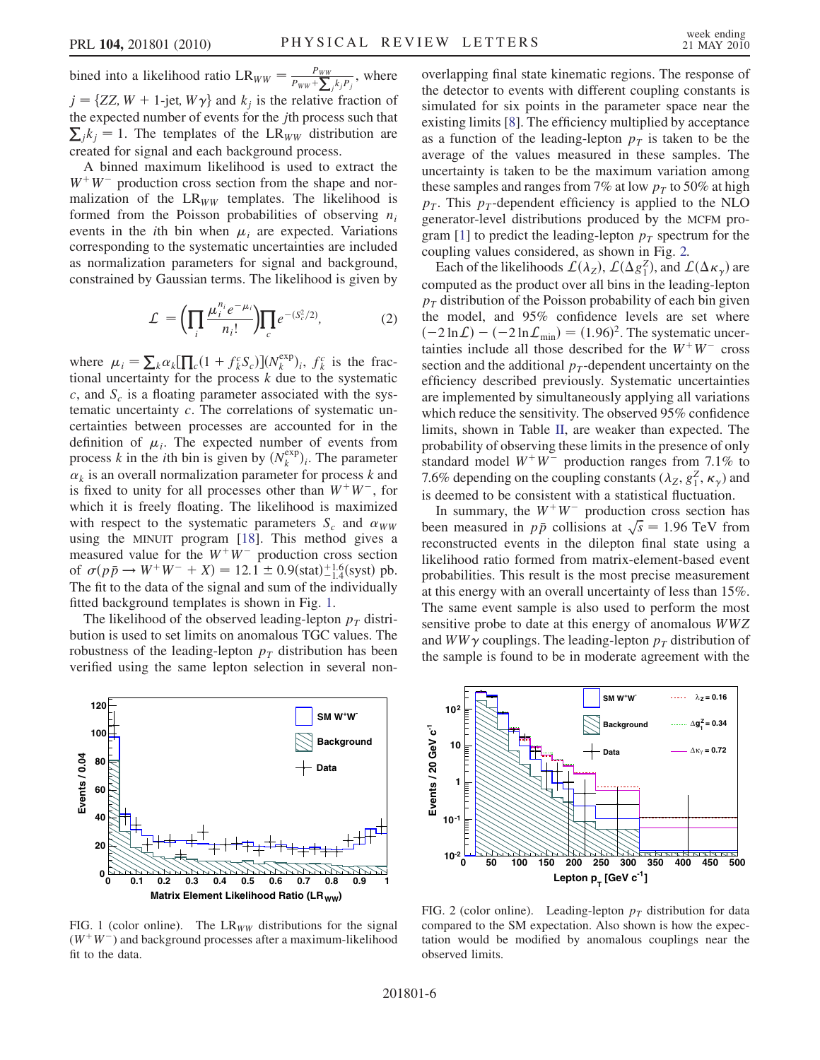bined into a likelihood ratio $\mathrm{LR}_{WW} = \frac{P_{WW}}{P_{WW} + \sum_j k_j P_j}$, where $j = \{ZZ, W + 1\text{-jet}, W\gamma\}$ and $k_j$ is the relative fraction of the expected number of events for the $j$th process such that $\sum_j k_j = 1$. The templates of the $\mathrm{LR}_{WW}$ distribution are created for signal and each background process.

A binned maximum likelihood is used to extract the $W^+W^-$ production cross section from the shape and normalization of the $\mathrm{LR}_{WW}$ templates. The likelihood is formed from the Poisson probabilities of observing $n_i$ events in the $i$th bin when $\mu_i$ are expected. Variations corresponding to the systematic uncertainties are included as normalization parameters for signal and background, constrained by Gaussian terms. The likelihood is given by

$$\mathcal{L} = \left(\prod_i \frac{\mu_i^{n_i} e^{-\mu_i}}{n_i!}\right) \prod_c e^{-(S_c^2/2)}, \tag{2}$$

where $\mu_i = \sum_k \alpha_k [\prod_c (1 + f_k^c S_c)](N_k^{\mathrm{exp}})_i$, $f_k^c$ is the fractional uncertainty for the process $k$ due to the systematic $c$, and $S_c$ is a floating parameter associated with the systematic uncertainty $c$. The correlations of systematic uncertainties between processes are accounted for in the definition of $\mu_i$. The expected number of events from process $k$ in the $i$th bin is given by $(N_k^{\mathrm{exp}})_i$. The parameter $\alpha_k$ is an overall normalization parameter for process $k$ and is fixed to unity for all processes other than $W^+W^-$, for which it is freely floating. The likelihood is maximized with respect to the systematic parameters $S_c$ and $\alpha_{WW}$ using the MINUIT program [18]. This method gives a measured value for the $W^+W^-$ production cross section of $\sigma(p\bar{p} \to W^+W^- + X) = 12.1 \pm 0.9(\mathrm{stat})^{+1.6}_{-1.4}(\mathrm{syst})$ pb. The fit to the data of the signal and sum of the individually fitted background templates is shown in Fig. 1.

The likelihood of the observed leading-lepton $p_T$ distribution is used to set limits on anomalous TGC values. The robustness of the leading-lepton $p_T$ distribution has been verified using the same lepton selection in several non-overlapping final state kinematic regions. The response of the detector to events with different coupling constants is simulated for six points in the parameter space near the existing limits [8]. The efficiency multiplied by acceptance as a function of the leading-lepton $p_T$ is taken to be the average of the values measured in these samples. The uncertainty is taken to be the maximum variation among these samples and ranges from 7% at low $p_T$ to 50% at high $p_T$. This $p_T$-dependent efficiency is applied to the NLO generator-level distributions produced by the MCFM program [1] to predict the leading-lepton $p_T$ spectrum for the coupling values considered, as shown in Fig. 2.

Each of the likelihoods $\mathcal{L}(\lambda_Z)$, $\mathcal{L}(\Delta g_1^Z)$, and $\mathcal{L}(\Delta\kappa_\gamma)$ are computed as the product over all bins in the leading-lepton $p_T$ distribution of the Poisson probability of each bin given the model, and 95% confidence levels are set where $(-2\ln\mathcal{L}) - (-2\ln\mathcal{L}_{\min}) = (1.96)^2$. The systematic uncertainties include all those described for the $W^+W^-$ cross section and the additional $p_T$-dependent uncertainty on the efficiency described previously. Systematic uncertainties are implemented by simultaneously applying all variations which reduce the sensitivity. The observed 95% confidence limits, shown in Table II, are weaker than expected. The probability of observing these limits in the presence of only standard model $W^+W^-$ production ranges from 7.1% to 7.6% depending on the coupling constants ($\lambda_Z$, $g_1^Z$, $\kappa_\gamma$) and is deemed to be consistent with a statistical fluctuation.

In summary, the $W^+W^-$ production cross section has been measured in $p\bar{p}$ collisions at $\sqrt{s} = 1.96$ TeV from reconstructed events in the dilepton final state using a likelihood ratio formed from matrix-element-based event probabilities. This result is the most precise measurement at this energy with an overall uncertainty of less than 15%. The same event sample is also used to perform the most sensitive probe to date at this energy of anomalous $WWZ$ and $WW\gamma$ couplings. The leading-lepton $p_T$ distribution of the sample is found to be in moderate agreement with the

FIG. 1 (color online). The $\mathrm{LR}_{WW}$ distributions for the signal ($W^+W^-$) and background processes after a maximum-likelihood fit to the data.

FIG. 2 (color online). Leading-lepton $p_T$ distribution for data compared to the SM expectation. Also shown is how the expectation would be modified by anomalous couplings near the observed limits.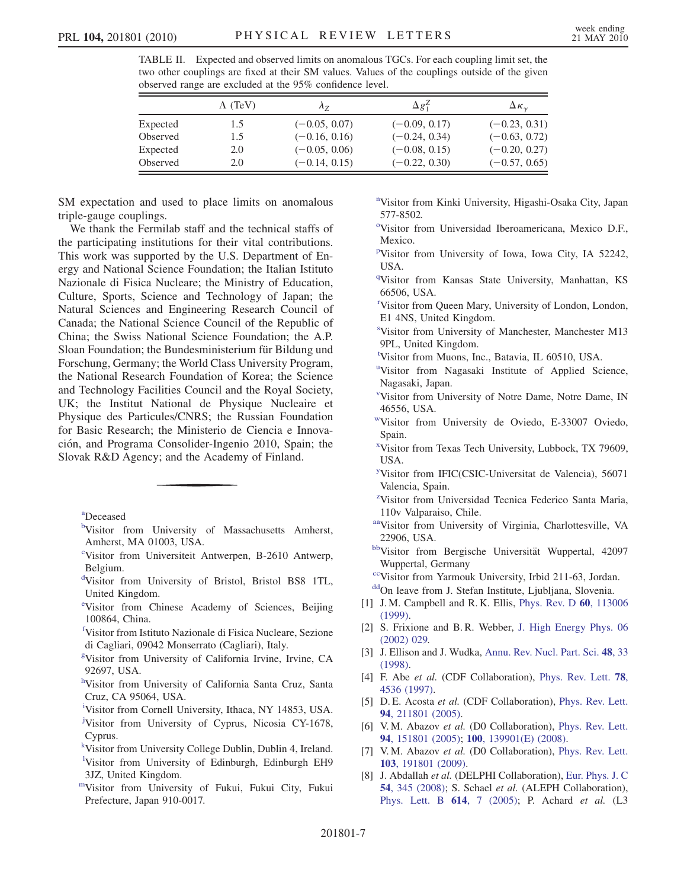TABLE II. Expected and observed limits on anomalous TGCs. For each coupling limit set, the two other couplings are fixed at their SM values. Values of the couplings outside of the given observed range are excluded at the 95% confidence level.

| | $\Lambda$ (TeV) | $\lambda_Z$ | $\Delta g_1^Z$ | $\Delta\kappa_\gamma$ |
|---|---|---|---|---|
| Expected | 1.5 | $(-0.05, 0.07)$ | $(-0.09, 0.17)$ | $(-0.23, 0.31)$ |
| Observed | 1.5 | $(-0.16, 0.16)$ | $(-0.24, 0.34)$ | $(-0.63, 0.72)$ |
| Expected | 2.0 | $(-0.05, 0.06)$ | $(-0.08, 0.15)$ | $(-0.20, 0.27)$ |
| Observed | 2.0 | $(-0.14, 0.15)$ | $(-0.22, 0.30)$ | $(-0.57, 0.65)$ |

SM expectation and used to place limits on anomalous triple-gauge couplings.

We thank the Fermilab staff and the technical staffs of the participating institutions for their vital contributions. This work was supported by the U.S. Department of Energy and National Science Foundation; the Italian Istituto Nazionale di Fisica Nucleare; the Ministry of Education, Culture, Sports, Science and Technology of Japan; the Natural Sciences and Engineering Research Council of Canada; the National Science Council of the Republic of China; the Swiss National Science Foundation; the A.P. Sloan Foundation; the Bundesministerium für Bildung und Forschung, Germany; the World Class University Program, the National Research Foundation of Korea; the Science and Technology Facilities Council and the Royal Society, UK; the Institut National de Physique Nucleaire et Physique des Particules/CNRS; the Russian Foundation for Basic Research; the Ministerio de Ciencia e Innovación, and Programa Consolider-Ingenio 2010, Spain; the Slovak R&D Agency; and the Academy of Finland.

[a]Deceased

[b]Visitor from University of Massachusetts Amherst, Amherst, MA 01003, USA.

[c]Visitor from Universiteit Antwerpen, B-2610 Antwerp, Belgium.

[d]Visitor from University of Bristol, Bristol BS8 1TL, United Kingdom.

[e]Visitor from Chinese Academy of Sciences, Beijing 100864, China.

[f]Visitor from Istituto Nazionale di Fisica Nucleare, Sezione di Cagliari, 09042 Monserrato (Cagliari), Italy.

[g]Visitor from University of California Irvine, Irvine, CA 92697, USA.

[h]Visitor from University of California Santa Cruz, Santa Cruz, CA 95064, USA.

[i]Visitor from Cornell University, Ithaca, NY 14853, USA.

[j]Visitor from University of Cyprus, Nicosia CY-1678, Cyprus.

[k]Visitor from University College Dublin, Dublin 4, Ireland.

[l]Visitor from University of Edinburgh, Edinburgh EH9 3JZ, United Kingdom.

[m]Visitor from University of Fukui, Fukui City, Fukui Prefecture, Japan 910-0017.

[n]Visitor from Kinki University, Higashi-Osaka City, Japan 577-8502.

[o]Visitor from Universidad Iberoamericana, Mexico D.F., Mexico.

[p]Visitor from University of Iowa, Iowa City, IA 52242, USA.

[q]Visitor from Kansas State University, Manhattan, KS 66506, USA.

[r]Visitor from Queen Mary, University of London, London, E1 4NS, United Kingdom.

[s]Visitor from University of Manchester, Manchester M13 9PL, United Kingdom.

[t]Visitor from Muons, Inc., Batavia, IL 60510, USA.

[u]Visitor from Nagasaki Institute of Applied Science, Nagasaki, Japan.

[v]Visitor from University of Notre Dame, Notre Dame, IN 46556, USA.

[w]Visitor from University de Oviedo, E-33007 Oviedo, Spain.

[x]Visitor from Texas Tech University, Lubbock, TX 79609, USA.

[y]Visitor from IFIC(CSIC-Universitat de Valencia), 56071 Valencia, Spain.

[z]Visitor from Universidad Tecnica Federico Santa Maria, 110v Valparaiso, Chile.

[aa]Visitor from University of Virginia, Charlottesville, VA 22906, USA.

[bb]Visitor from Bergische Universität Wuppertal, 42097 Wuppertal, Germany

[cc]Visitor from Yarmouk University, Irbid 211-63, Jordan.

[dd]On leave from J. Stefan Institute, Ljubljana, Slovenia.

[1] J. M. Campbell and R. K. Ellis, Phys. Rev. D **60**, 113006 (1999).

[2] S. Frixione and B. R. Webber, J. High Energy Phys. 06 (2002) 029.

[3] J. Ellison and J. Wudka, Annu. Rev. Nucl. Part. Sci. **48**, 33 (1998).

[4] F. Abe *et al.* (CDF Collaboration), Phys. Rev. Lett. **78**, 4536 (1997).

[5] D. E. Acosta *et al.* (CDF Collaboration), Phys. Rev. Lett. **94**, 211801 (2005).

[6] V. M. Abazov *et al.* (D0 Collaboration), Phys. Rev. Lett. **94**, 151801 (2005); **100**, 139901(E) (2008).

[7] V. M. Abazov *et al.* (D0 Collaboration), Phys. Rev. Lett. **103**, 191801 (2009).

[8] J. Abdallah *et al.* (DELPHI Collaboration), Eur. Phys. J. C **54**, 345 (2008); S. Schael *et al.* (ALEPH Collaboration), Phys. Lett. B **614**, 7 (2005); P. Achard *et al.* (L3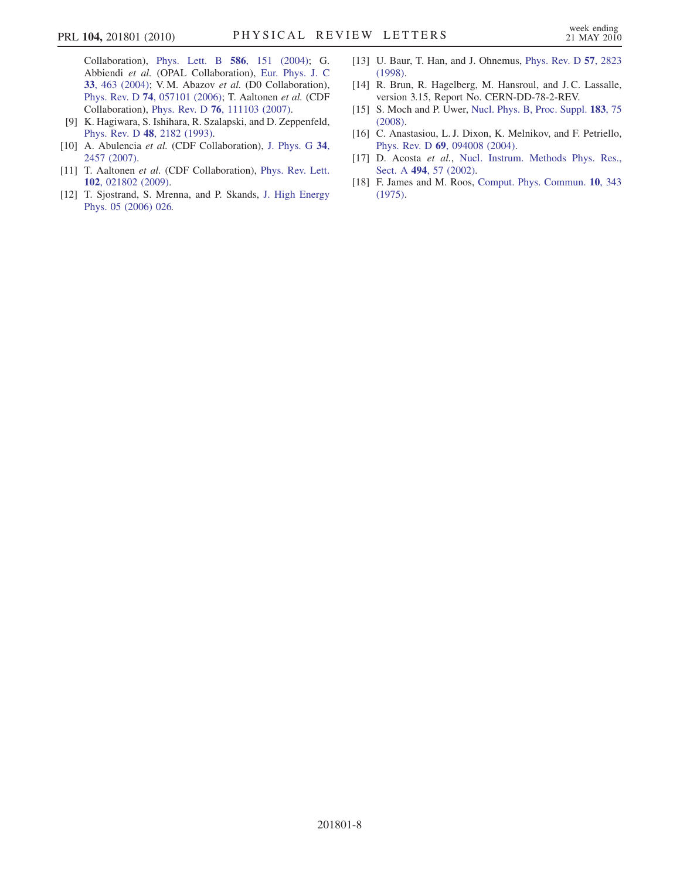Collaboration), Phys. Lett. B **586**, 151 (2004); G. Abbiendi *et al.* (OPAL Collaboration), Eur. Phys. J. C **33**, 463 (2004); V. M. Abazov *et al.* (D0 Collaboration), Phys. Rev. D **74**, 057101 (2006); T. Aaltonen *et al.* (CDF Collaboration), Phys. Rev. D **76**, 111103 (2007).

[9] K. Hagiwara, S. Ishihara, R. Szalapski, and D. Zeppenfeld, Phys. Rev. D **48**, 2182 (1993).

[10] A. Abulencia *et al.* (CDF Collaboration), J. Phys. G **34**, 2457 (2007).

[11] T. Aaltonen *et al.* (CDF Collaboration), Phys. Rev. Lett. **102**, 021802 (2009).

[12] T. Sjostrand, S. Mrenna, and P. Skands, J. High Energy Phys. 05 (2006) 026.

[13] U. Baur, T. Han, and J. Ohnemus, Phys. Rev. D **57**, 2823 (1998).

[14] R. Brun, R. Hagelberg, M. Hansroul, and J. C. Lassalle, version 3.15, Report No. CERN-DD-78-2-REV.

[15] S. Moch and P. Uwer, Nucl. Phys. B, Proc. Suppl. **183**, 75 (2008).

[16] C. Anastasiou, L. J. Dixon, K. Melnikov, and F. Petriello, Phys. Rev. D **69**, 094008 (2004).

[17] D. Acosta *et al.*, Nucl. Instrum. Methods Phys. Res., Sect. A **494**, 57 (2002).

[18] F. James and M. Roos, Comput. Phys. Commun. **10**, 343 (1975).